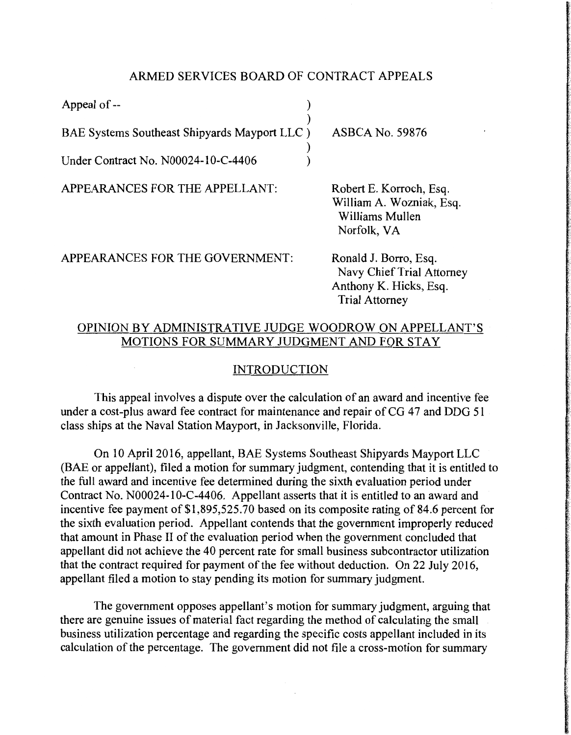# ARMED SERVICES BOARD OF CONTRACT APPEALS

| | |
|---|---|
| Appeal of -- ) | |
| ) | |
| BAE Systems Southeast Shipyards Mayport LLC ) | ASBCA No. 59876 |
| ) | |
| Under Contract No. N00024-10-C-4406 ) | |

APPEARANCES FOR THE APPELLANT:

Robert E. Korroch, Esq.
William A. Wozniak, Esq.
Williams Mullen
Norfolk, VA

APPEARANCES FOR THE GOVERNMENT:

Ronald J. Borro, Esq.
Navy Chief Trial Attorney
Anthony K. Hicks, Esq.
Trial Attorney

## OPINION BY ADMINISTRATIVE JUDGE WOODROW ON APPELLANT'S MOTIONS FOR SUMMARY JUDGMENT AND FOR STAY

## INTRODUCTION

This appeal involves a dispute over the calculation of an award and incentive fee under a cost-plus award fee contract for maintenance and repair of CG 47 and DDG 51 class ships at the Naval Station Mayport, in Jacksonville, Florida.

On 10 April 2016, appellant, BAE Systems Southeast Shipyards Mayport LLC (BAE or appellant), filed a motion for summary judgment, contending that it is entitled to the full award and incentive fee determined during the sixth evaluation period under Contract No. N00024-10-C-4406. Appellant asserts that it is entitled to an award and incentive fee payment of $1,895,525.70 based on its composite rating of 84.6 percent for the sixth evaluation period. Appellant contends that the government improperly reduced that amount in Phase II of the evaluation period when the government concluded that appellant did not achieve the 40 percent rate for small business subcontractor utilization that the contract required for payment of the fee without deduction. On 22 July 2016, appellant filed a motion to stay pending its motion for summary judgment.

The government opposes appellant's motion for summary judgment, arguing that there are genuine issues of material fact regarding the method of calculating the small business utilization percentage and regarding the specific costs appellant included in its calculation of the percentage. The government did not file a cross-motion for summary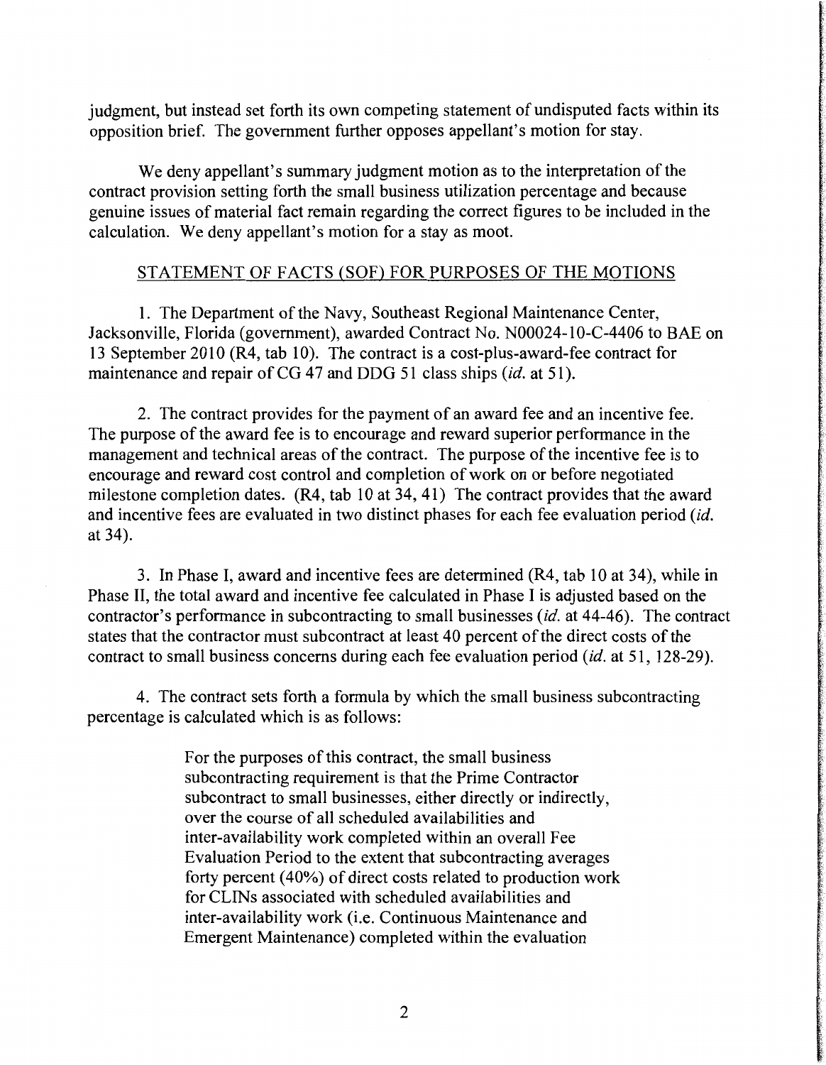judgment, but instead set forth its own competing statement of undisputed facts within its opposition brief. The government further opposes appellant's motion for stay.

We deny appellant's summary judgment motion as to the interpretation of the contract provision setting forth the small business utilization percentage and because genuine issues of material fact remain regarding the correct figures to be included in the calculation. We deny appellant's motion for a stay as moot.

## STATEMENT OF FACTS (SOF) FOR PURPOSES OF THE MOTIONS

1. The Department of the Navy, Southeast Regional Maintenance Center, Jacksonville, Florida (government), awarded Contract No. N00024-10-C-4406 to BAE on 13 September 2010 (R4, tab 10). The contract is a cost-plus-award-fee contract for maintenance and repair of CG 47 and DDG 51 class ships (*id.* at 51).

2. The contract provides for the payment of an award fee and an incentive fee. The purpose of the award fee is to encourage and reward superior performance in the management and technical areas of the contract. The purpose of the incentive fee is to encourage and reward cost control and completion of work on or before negotiated milestone completion dates. (R4, tab 10 at 34, 41) The contract provides that the award and incentive fees are evaluated in two distinct phases for each fee evaluation period (*id.* at 34).

3. In Phase I, award and incentive fees are determined (R4, tab 10 at 34), while in Phase II, the total award and incentive fee calculated in Phase I is adjusted based on the contractor's performance in subcontracting to small businesses (*id.* at 44-46). The contract states that the contractor must subcontract at least 40 percent of the direct costs of the contract to small business concerns during each fee evaluation period (*id.* at 51, 128-29).

4. The contract sets forth a formula by which the small business subcontracting percentage is calculated which is as follows:

> For the purposes of this contract, the small business subcontracting requirement is that the Prime Contractor subcontract to small businesses, either directly or indirectly, over the course of all scheduled availabilities and inter-availability work completed within an overall Fee Evaluation Period to the extent that subcontracting averages forty percent (40%) of direct costs related to production work for CLINs associated with scheduled availabilities and inter-availability work (i.e. Continuous Maintenance and Emergent Maintenance) completed within the evaluation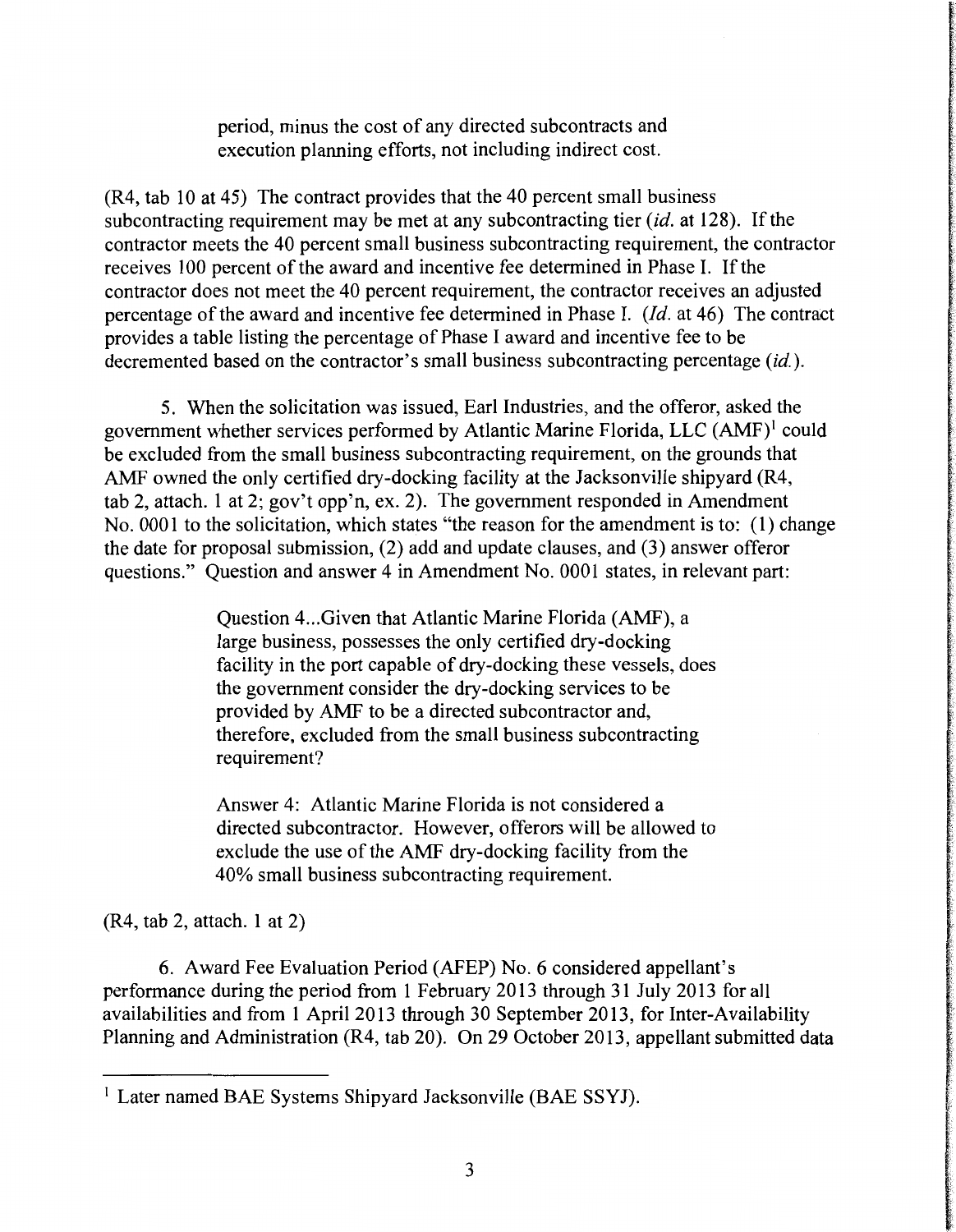period, minus the cost of any directed subcontracts and execution planning efforts, not including indirect cost.

(R4, tab 10 at 45) The contract provides that the 40 percent small business subcontracting requirement may be met at any subcontracting tier (*id.* at 128). If the contractor meets the 40 percent small business subcontracting requirement, the contractor receives 100 percent of the award and incentive fee determined in Phase I. If the contractor does not meet the 40 percent requirement, the contractor receives an adjusted percentage of the award and incentive fee determined in Phase I. (*Id.* at 46) The contract provides a table listing the percentage of Phase I award and incentive fee to be decremented based on the contractor's small business subcontracting percentage (*id.*).

5. When the solicitation was issued, Earl Industries, and the offeror, asked the government whether services performed by Atlantic Marine Florida, LLC (AMF)[1] could be excluded from the small business subcontracting requirement, on the grounds that AMF owned the only certified dry-docking facility at the Jacksonville shipyard (R4, tab 2, attach. 1 at 2; gov't opp'n, ex. 2). The government responded in Amendment No. 0001 to the solicitation, which states "the reason for the amendment is to: (1) change the date for proposal submission, (2) add and update clauses, and (3) answer offeror questions." Question and answer 4 in Amendment No. 0001 states, in relevant part:

> Question 4...Given that Atlantic Marine Florida (AMF), a large business, possesses the only certified dry-docking facility in the port capable of dry-docking these vessels, does the government consider the dry-docking services to be provided by AMF to be a directed subcontractor and, therefore, excluded from the small business subcontracting requirement?
>
> Answer 4: Atlantic Marine Florida is not considered a directed subcontractor. However, offerors will be allowed to exclude the use of the AMF dry-docking facility from the 40% small business subcontracting requirement.

(R4, tab 2, attach. 1 at 2)

6. Award Fee Evaluation Period (AFEP) No. 6 considered appellant's performance during the period from 1 February 2013 through 31 July 2013 for all availabilities and from 1 April 2013 through 30 September 2013, for Inter-Availability Planning and Administration (R4, tab 20). On 29 October 2013, appellant submitted data

---

[1] Later named BAE Systems Shipyard Jacksonville (BAE SSYJ).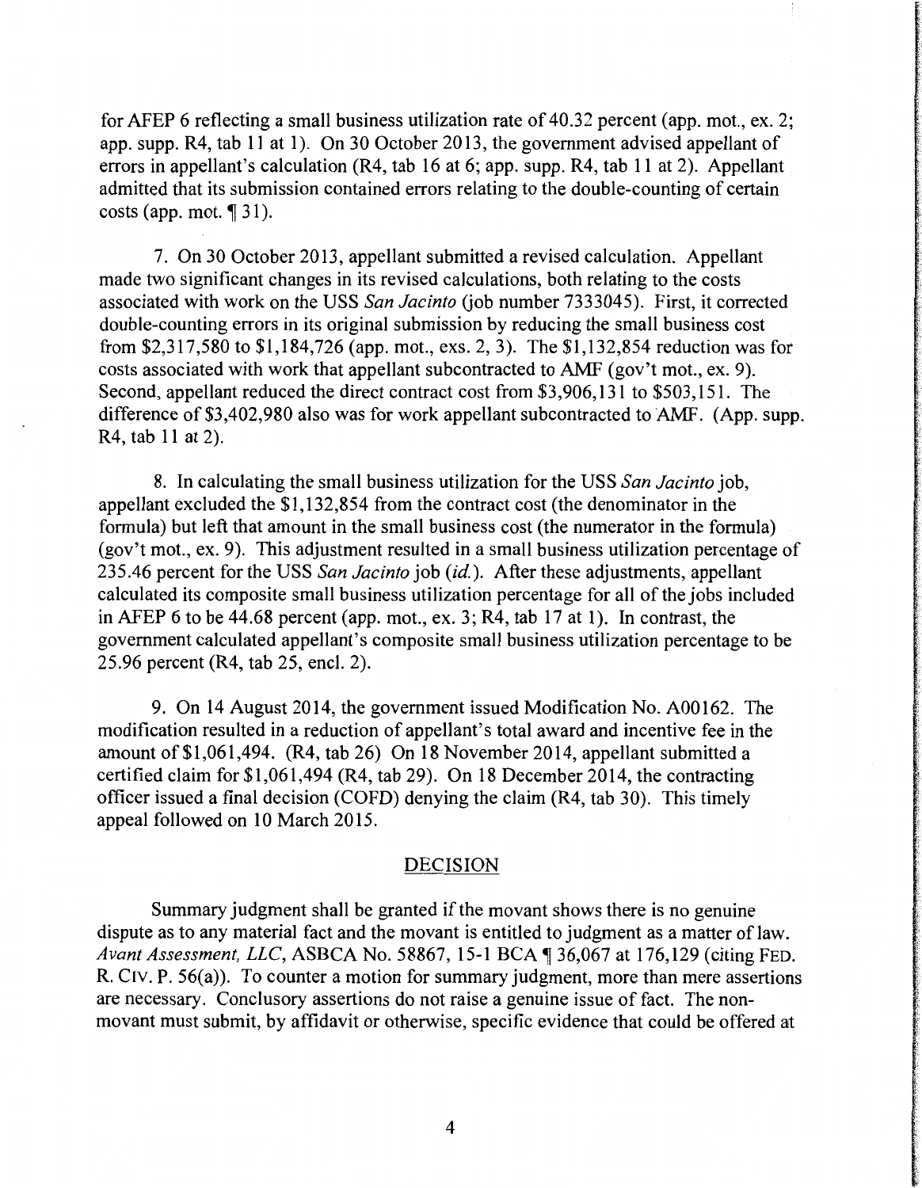for AFEP 6 reflecting a small business utilization rate of 40.32 percent (app. mot., ex. 2; app. supp. R4, tab 11 at 1). On 30 October 2013, the government advised appellant of errors in appellant's calculation (R4, tab 16 at 6; app. supp. R4, tab 11 at 2). Appellant admitted that its submission contained errors relating to the double-counting of certain costs (app. mot. ¶ 31).

7. On 30 October 2013, appellant submitted a revised calculation. Appellant made two significant changes in its revised calculations, both relating to the costs associated with work on the USS *San Jacinto* (job number 7333045). First, it corrected double-counting errors in its original submission by reducing the small business cost from $2,317,580 to $1,184,726 (app. mot., exs. 2, 3). The $1,132,854 reduction was for costs associated with work that appellant subcontracted to AMF (gov't mot., ex. 9). Second, appellant reduced the direct contract cost from $3,906,131 to $503,151. The difference of $3,402,980 also was for work appellant subcontracted to AMF. (App. supp. R4, tab 11 at 2).

8. In calculating the small business utilization for the USS *San Jacinto* job, appellant excluded the $1,132,854 from the contract cost (the denominator in the formula) but left that amount in the small business cost (the numerator in the formula) (gov't mot., ex. 9). This adjustment resulted in a small business utilization percentage of 235.46 percent for the USS *San Jacinto* job (*id.*). After these adjustments, appellant calculated its composite small business utilization percentage for all of the jobs included in AFEP 6 to be 44.68 percent (app. mot., ex. 3; R4, tab 17 at 1). In contrast, the government calculated appellant's composite small business utilization percentage to be 25.96 percent (R4, tab 25, encl. 2).

9. On 14 August 2014, the government issued Modification No. A00162. The modification resulted in a reduction of appellant's total award and incentive fee in the amount of $1,061,494. (R4, tab 26) On 18 November 2014, appellant submitted a certified claim for $1,061,494 (R4, tab 29). On 18 December 2014, the contracting officer issued a final decision (COFD) denying the claim (R4, tab 30). This timely appeal followed on 10 March 2015.

## DECISION

Summary judgment shall be granted if the movant shows there is no genuine dispute as to any material fact and the movant is entitled to judgment as a matter of law. *Avant Assessment, LLC*, ASBCA No. 58867, 15-1 BCA ¶ 36,067 at 176,129 (citing FED. R. CIV. P. 56(a)). To counter a motion for summary judgment, more than mere assertions are necessary. Conclusory assertions do not raise a genuine issue of fact. The non-movant must submit, by affidavit or otherwise, specific evidence that could be offered at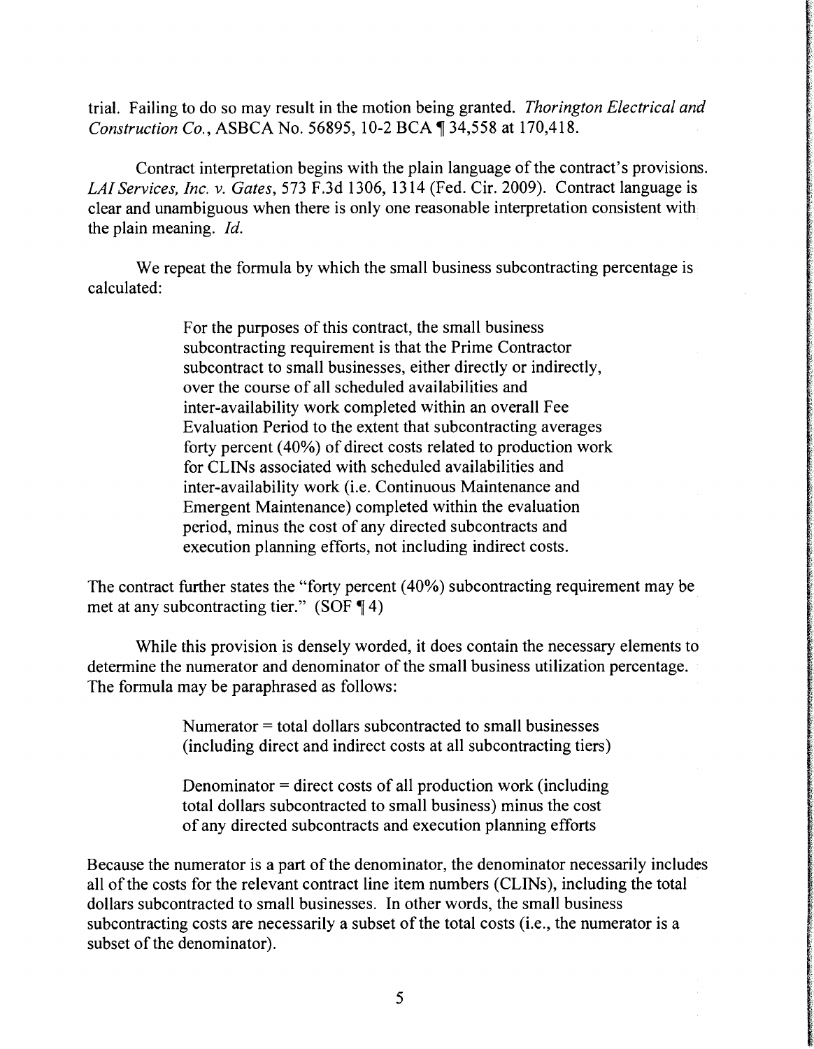trial. Failing to do so may result in the motion being granted. *Thorington Electrical and Construction Co.*, ASBCA No. 56895, 10-2 BCA ¶ 34,558 at 170,418.

Contract interpretation begins with the plain language of the contract's provisions. *LAI Services, Inc. v. Gates*, 573 F.3d 1306, 1314 (Fed. Cir. 2009). Contract language is clear and unambiguous when there is only one reasonable interpretation consistent with the plain meaning. *Id.*

We repeat the formula by which the small business subcontracting percentage is calculated:

> For the purposes of this contract, the small business subcontracting requirement is that the Prime Contractor subcontract to small businesses, either directly or indirectly, over the course of all scheduled availabilities and inter-availability work completed within an overall Fee Evaluation Period to the extent that subcontracting averages forty percent (40%) of direct costs related to production work for CLINs associated with scheduled availabilities and inter-availability work (i.e. Continuous Maintenance and Emergent Maintenance) completed within the evaluation period, minus the cost of any directed subcontracts and execution planning efforts, not including indirect costs.

The contract further states the "forty percent (40%) subcontracting requirement may be met at any subcontracting tier." (SOF ¶ 4)

While this provision is densely worded, it does contain the necessary elements to determine the numerator and denominator of the small business utilization percentage. The formula may be paraphrased as follows:

> Numerator = total dollars subcontracted to small businesses (including direct and indirect costs at all subcontracting tiers)
>
> Denominator = direct costs of all production work (including total dollars subcontracted to small business) minus the cost of any directed subcontracts and execution planning efforts

Because the numerator is a part of the denominator, the denominator necessarily includes all of the costs for the relevant contract line item numbers (CLINs), including the total dollars subcontracted to small businesses. In other words, the small business subcontracting costs are necessarily a subset of the total costs (i.e., the numerator is a subset of the denominator).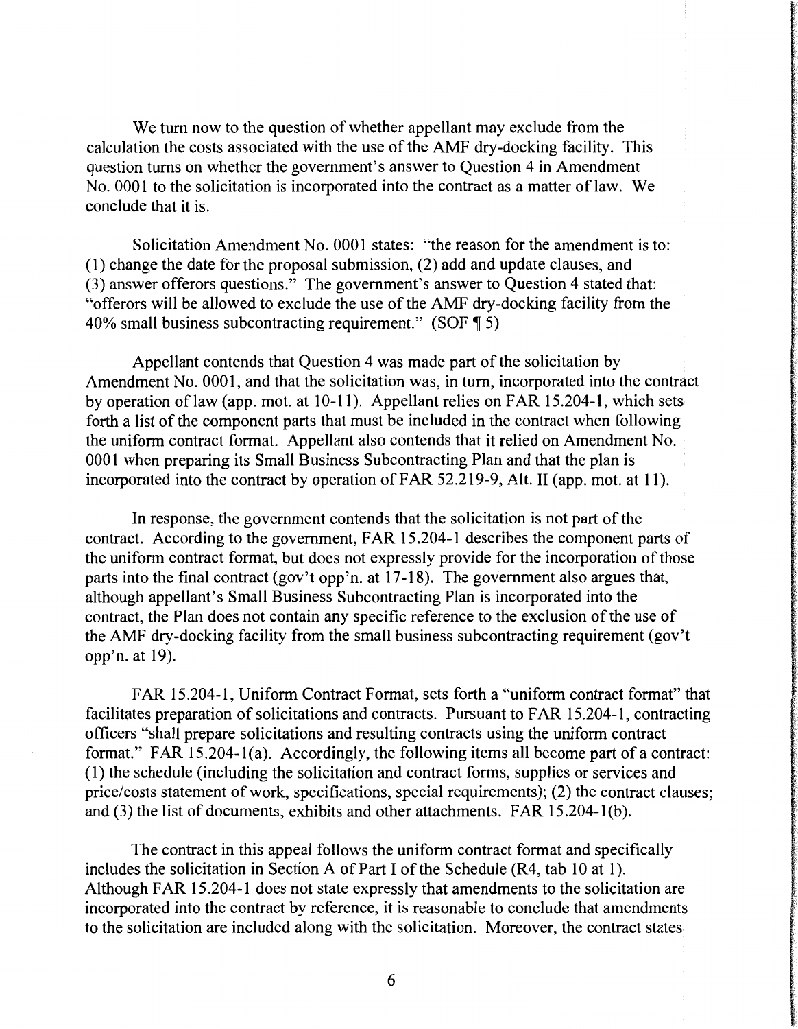We turn now to the question of whether appellant may exclude from the calculation the costs associated with the use of the AMF dry-docking facility. This question turns on whether the government's answer to Question 4 in Amendment No. 0001 to the solicitation is incorporated into the contract as a matter of law. We conclude that it is.

Solicitation Amendment No. 0001 states: "the reason for the amendment is to: (1) change the date for the proposal submission, (2) add and update clauses, and (3) answer offerors questions." The government's answer to Question 4 stated that: "offerors will be allowed to exclude the use of the AMF dry-docking facility from the 40% small business subcontracting requirement." (SOF ¶ 5)

Appellant contends that Question 4 was made part of the solicitation by Amendment No. 0001, and that the solicitation was, in turn, incorporated into the contract by operation of law (app. mot. at 10-11). Appellant relies on FAR 15.204-1, which sets forth a list of the component parts that must be included in the contract when following the uniform contract format. Appellant also contends that it relied on Amendment No. 0001 when preparing its Small Business Subcontracting Plan and that the plan is incorporated into the contract by operation of FAR 52.219-9, Alt. II (app. mot. at 11).

In response, the government contends that the solicitation is not part of the contract. According to the government, FAR 15.204-1 describes the component parts of the uniform contract format, but does not expressly provide for the incorporation of those parts into the final contract (gov't opp'n. at 17-18). The government also argues that, although appellant's Small Business Subcontracting Plan is incorporated into the contract, the Plan does not contain any specific reference to the exclusion of the use of the AMF dry-docking facility from the small business subcontracting requirement (gov't opp'n. at 19).

FAR 15.204-1, Uniform Contract Format, sets forth a "uniform contract format" that facilitates preparation of solicitations and contracts. Pursuant to FAR 15.204-1, contracting officers "shall prepare solicitations and resulting contracts using the uniform contract format." FAR 15.204-1(a). Accordingly, the following items all become part of a contract: (1) the schedule (including the solicitation and contract forms, supplies or services and price/costs statement of work, specifications, special requirements); (2) the contract clauses; and (3) the list of documents, exhibits and other attachments. FAR 15.204-1(b).

The contract in this appeal follows the uniform contract format and specifically includes the solicitation in Section A of Part I of the Schedule (R4, tab 10 at 1). Although FAR 15.204-1 does not state expressly that amendments to the solicitation are incorporated into the contract by reference, it is reasonable to conclude that amendments to the solicitation are included along with the solicitation. Moreover, the contract states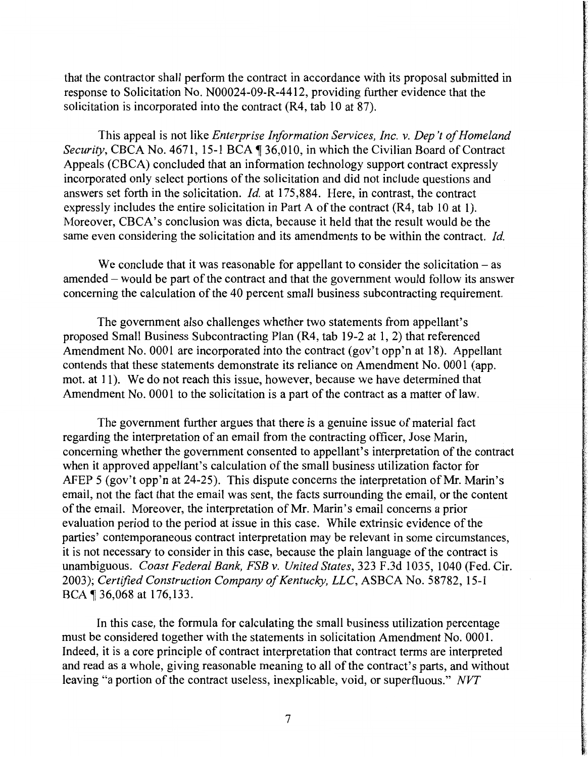that the contractor shall perform the contract in accordance with its proposal submitted in response to Solicitation No. N00024-09-R-4412, providing further evidence that the solicitation is incorporated into the contract (R4, tab 10 at 87).

This appeal is not like *Enterprise Information Services, Inc. v. Dep't of Homeland Security*, CBCA No. 4671, 15-1 BCA ¶ 36,010, in which the Civilian Board of Contract Appeals (CBCA) concluded that an information technology support contract expressly incorporated only select portions of the solicitation and did not include questions and answers set forth in the solicitation. *Id.* at 175,884. Here, in contrast, the contract expressly includes the entire solicitation in Part A of the contract (R4, tab 10 at 1). Moreover, CBCA's conclusion was dicta, because it held that the result would be the same even considering the solicitation and its amendments to be within the contract. *Id.*

We conclude that it was reasonable for appellant to consider the solicitation – as amended – would be part of the contract and that the government would follow its answer concerning the calculation of the 40 percent small business subcontracting requirement.

The government also challenges whether two statements from appellant's proposed Small Business Subcontracting Plan (R4, tab 19-2 at 1, 2) that referenced Amendment No. 0001 are incorporated into the contract (gov't opp'n at 18). Appellant contends that these statements demonstrate its reliance on Amendment No. 0001 (app. mot. at 11). We do not reach this issue, however, because we have determined that Amendment No. 0001 to the solicitation is a part of the contract as a matter of law.

The government further argues that there is a genuine issue of material fact regarding the interpretation of an email from the contracting officer, Jose Marin, concerning whether the government consented to appellant's interpretation of the contract when it approved appellant's calculation of the small business utilization factor for AFEP 5 (gov't opp'n at 24-25). This dispute concerns the interpretation of Mr. Marin's email, not the fact that the email was sent, the facts surrounding the email, or the content of the email. Moreover, the interpretation of Mr. Marin's email concerns a prior evaluation period to the period at issue in this case. While extrinsic evidence of the parties' contemporaneous contract interpretation may be relevant in some circumstances, it is not necessary to consider in this case, because the plain language of the contract is unambiguous. *Coast Federal Bank, FSB v. United States*, 323 F.3d 1035, 1040 (Fed. Cir. 2003); *Certified Construction Company of Kentucky, LLC*, ASBCA No. 58782, 15-1 BCA ¶ 36,068 at 176,133.

In this case, the formula for calculating the small business utilization percentage must be considered together with the statements in solicitation Amendment No. 0001. Indeed, it is a core principle of contract interpretation that contract terms are interpreted and read as a whole, giving reasonable meaning to all of the contract's parts, and without leaving "a portion of the contract useless, inexplicable, void, or superfluous." *NVT*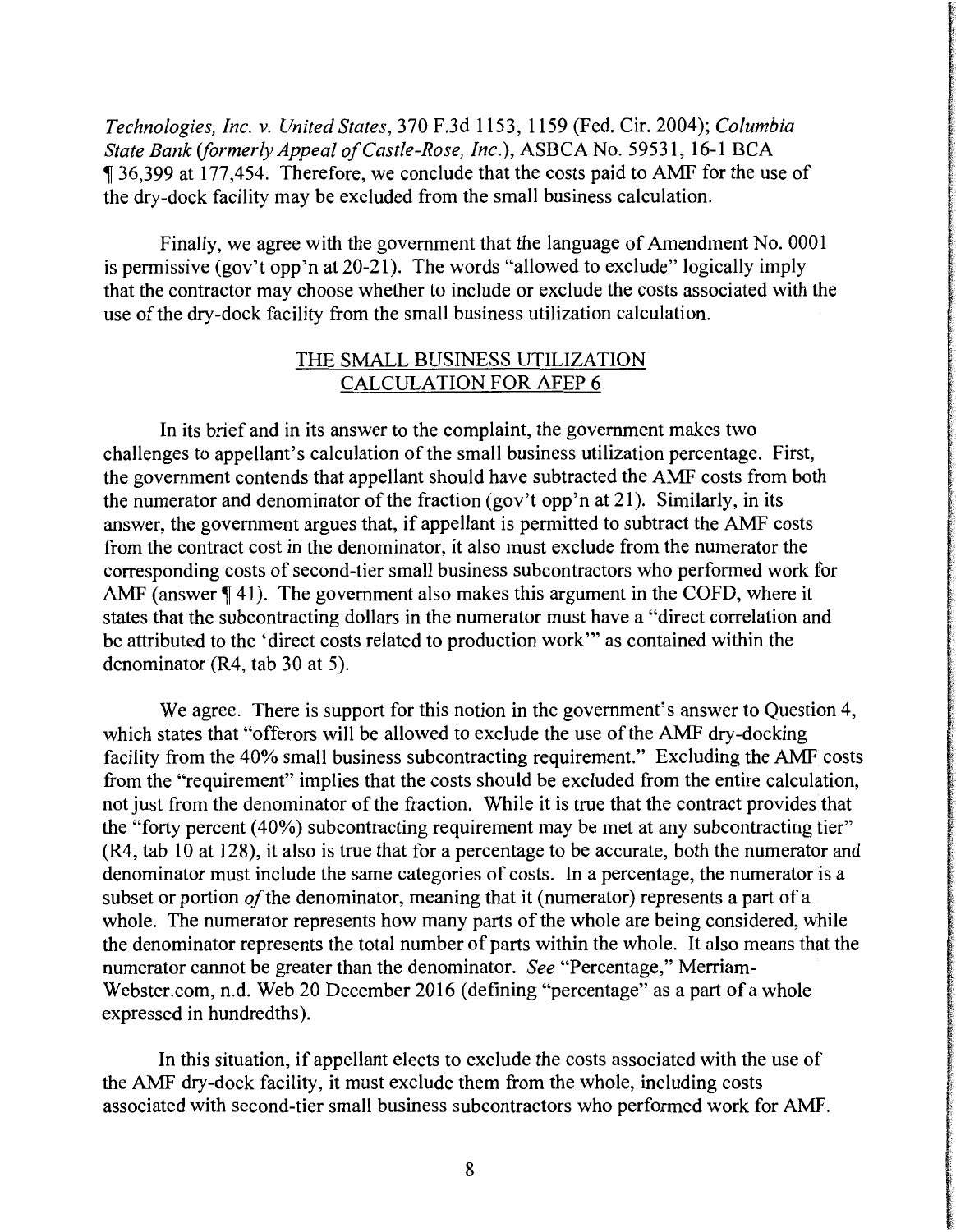*Technologies, Inc. v. United States*, 370 F.3d 1153, 1159 (Fed. Cir. 2004); *Columbia State Bank (formerly Appeal of Castle-Rose, Inc.)*, ASBCA No. 59531, 16-1 BCA ¶ 36,399 at 177,454. Therefore, we conclude that the costs paid to AMF for the use of the dry-dock facility may be excluded from the small business calculation.

Finally, we agree with the government that the language of Amendment No. 0001 is permissive (gov't opp'n at 20-21). The words "allowed to exclude" logically imply that the contractor may choose whether to include or exclude the costs associated with the use of the dry-dock facility from the small business utilization calculation.

## THE SMALL BUSINESS UTILIZATION CALCULATION FOR AFEP 6

In its brief and in its answer to the complaint, the government makes two challenges to appellant's calculation of the small business utilization percentage. First, the government contends that appellant should have subtracted the AMF costs from both the numerator and denominator of the fraction (gov't opp'n at 21). Similarly, in its answer, the government argues that, if appellant is permitted to subtract the AMF costs from the contract cost in the denominator, it also must exclude from the numerator the corresponding costs of second-tier small business subcontractors who performed work for AMF (answer ¶ 41). The government also makes this argument in the COFD, where it states that the subcontracting dollars in the numerator must have a "direct correlation and be attributed to the 'direct costs related to production work'" as contained within the denominator (R4, tab 30 at 5).

We agree. There is support for this notion in the government's answer to Question 4, which states that "offerors will be allowed to exclude the use of the AMF dry-docking facility from the 40% small business subcontracting requirement." Excluding the AMF costs from the "requirement" implies that the costs should be excluded from the entire calculation, not just from the denominator of the fraction. While it is true that the contract provides that the "forty percent (40%) subcontracting requirement may be met at any subcontracting tier" (R4, tab 10 at 128), it also is true that for a percentage to be accurate, both the numerator and denominator must include the same categories of costs. In a percentage, the numerator is a subset or portion *of* the denominator, meaning that it (numerator) represents a part of a whole. The numerator represents how many parts of the whole are being considered, while the denominator represents the total number of parts within the whole. It also means that the numerator cannot be greater than the denominator. *See* "Percentage," Merriam-Webster.com, n.d. Web 20 December 2016 (defining "percentage" as a part of a whole expressed in hundredths).

In this situation, if appellant elects to exclude the costs associated with the use of the AMF dry-dock facility, it must exclude them from the whole, including costs associated with second-tier small business subcontractors who performed work for AMF.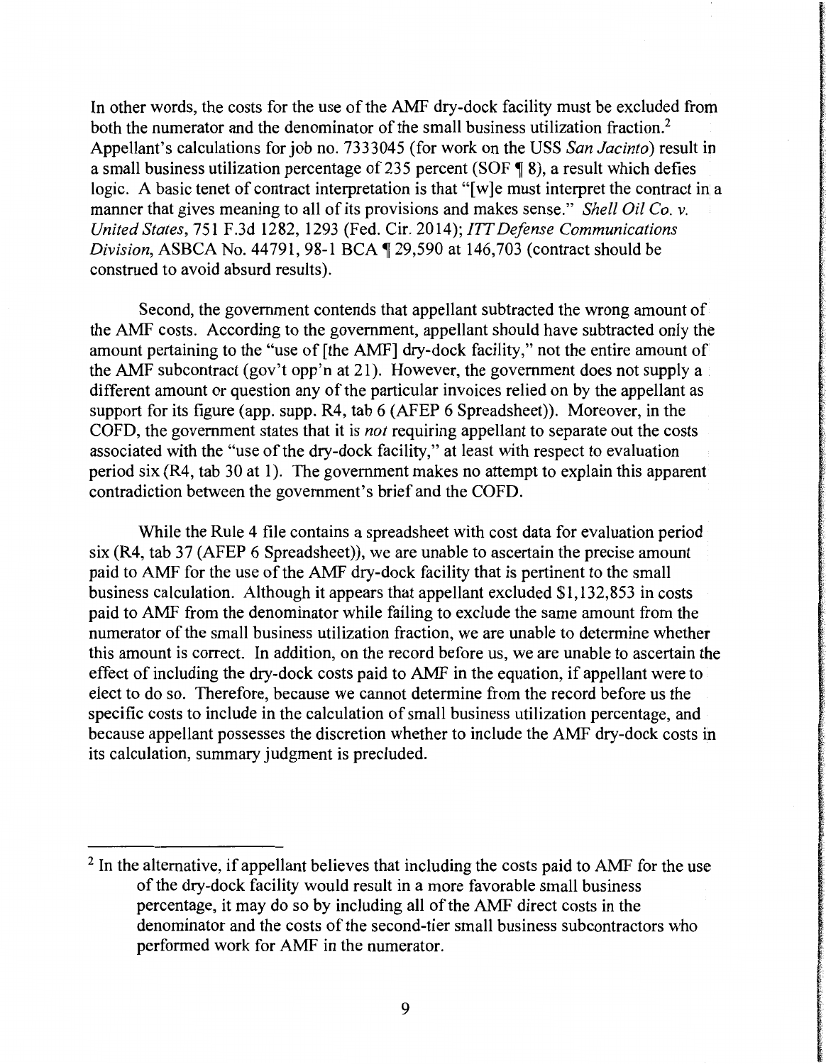In other words, the costs for the use of the AMF dry-dock facility must be excluded from both the numerator and the denominator of the small business utilization fraction.[2] Appellant's calculations for job no. 7333045 (for work on the USS *San Jacinto*) result in a small business utilization percentage of 235 percent (SOF ¶ 8), a result which defies logic. A basic tenet of contract interpretation is that "[w]e must interpret the contract in a manner that gives meaning to all of its provisions and makes sense." *Shell Oil Co. v. United States*, 751 F.3d 1282, 1293 (Fed. Cir. 2014); *ITT Defense Communications Division*, ASBCA No. 44791, 98-1 BCA ¶ 29,590 at 146,703 (contract should be construed to avoid absurd results).

Second, the government contends that appellant subtracted the wrong amount of the AMF costs. According to the government, appellant should have subtracted only the amount pertaining to the "use of [the AMF] dry-dock facility," not the entire amount of the AMF subcontract (gov't opp'n at 21). However, the government does not supply a different amount or question any of the particular invoices relied on by the appellant as support for its figure (app. supp. R4, tab 6 (AFEP 6 Spreadsheet)). Moreover, in the COFD, the government states that it is *not* requiring appellant to separate out the costs associated with the "use of the dry-dock facility," at least with respect to evaluation period six (R4, tab 30 at 1). The government makes no attempt to explain this apparent contradiction between the government's brief and the COFD.

While the Rule 4 file contains a spreadsheet with cost data for evaluation period six (R4, tab 37 (AFEP 6 Spreadsheet)), we are unable to ascertain the precise amount paid to AMF for the use of the AMF dry-dock facility that is pertinent to the small business calculation. Although it appears that appellant excluded $1,132,853 in costs paid to AMF from the denominator while failing to exclude the same amount from the numerator of the small business utilization fraction, we are unable to determine whether this amount is correct. In addition, on the record before us, we are unable to ascertain the effect of including the dry-dock costs paid to AMF in the equation, if appellant were to elect to do so. Therefore, because we cannot determine from the record before us the specific costs to include in the calculation of small business utilization percentage, and because appellant possesses the discretion whether to include the AMF dry-dock costs in its calculation, summary judgment is precluded.

---

[2] In the alternative, if appellant believes that including the costs paid to AMF for the use of the dry-dock facility would result in a more favorable small business percentage, it may do so by including all of the AMF direct costs in the denominator and the costs of the second-tier small business subcontractors who performed work for AMF in the numerator.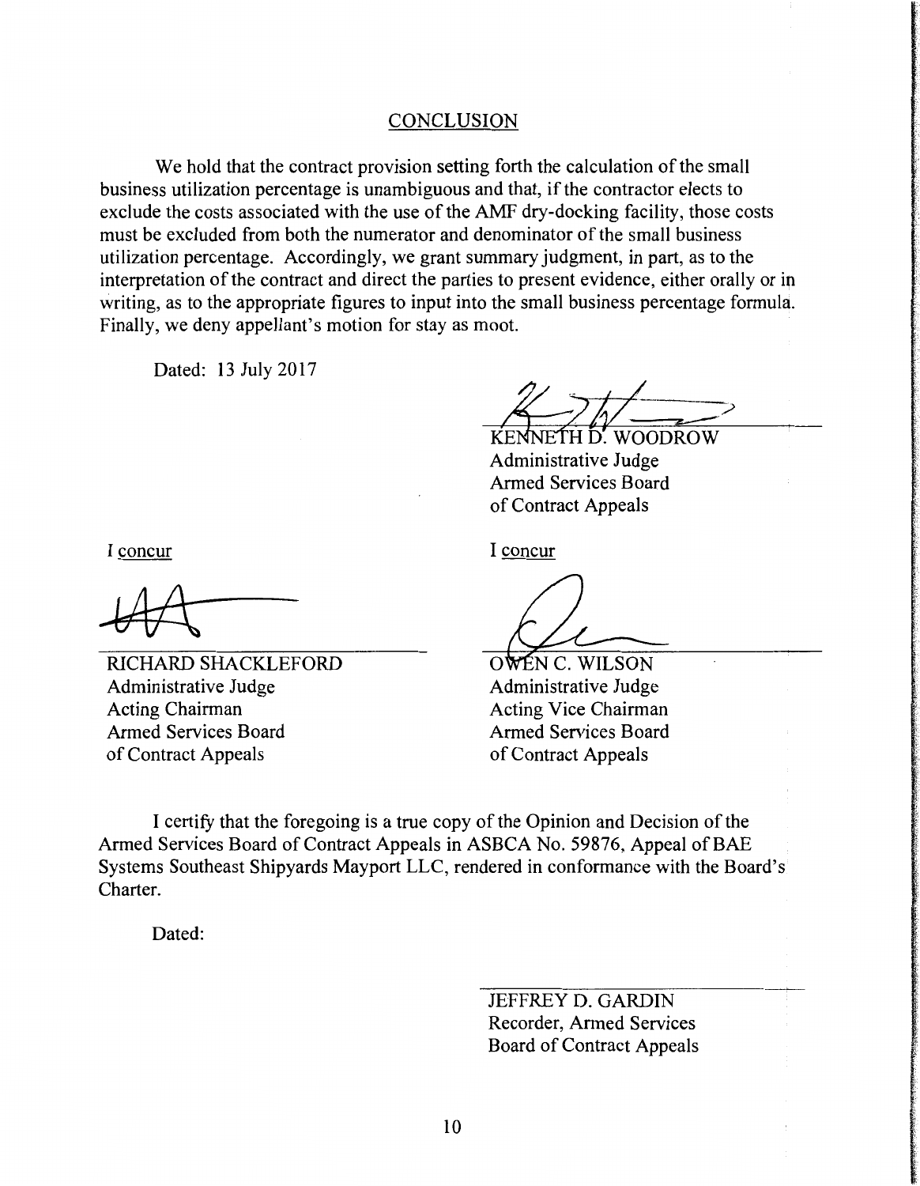## CONCLUSION

We hold that the contract provision setting forth the calculation of the small business utilization percentage is unambiguous and that, if the contractor elects to exclude the costs associated with the use of the AMF dry-docking facility, those costs must be excluded from both the numerator and denominator of the small business utilization percentage. Accordingly, we grant summary judgment, in part, as to the interpretation of the contract and direct the parties to present evidence, either orally or in writing, as to the appropriate figures to input into the small business percentage formula. Finally, we deny appellant's motion for stay as moot.

Dated: 13 July 2017

KENNETH D. WOODROW
Administrative Judge
Armed Services Board
of Contract Appeals

I concur

RICHARD SHACKLEFORD
Administrative Judge
Acting Chairman
Armed Services Board
of Contract Appeals

I concur

OWEN C. WILSON
Administrative Judge
Acting Vice Chairman
Armed Services Board
of Contract Appeals

I certify that the foregoing is a true copy of the Opinion and Decision of the Armed Services Board of Contract Appeals in ASBCA No. 59876, Appeal of BAE Systems Southeast Shipyards Mayport LLC, rendered in conformance with the Board's Charter.

Dated:

JEFFREY D. GARDIN
Recorder, Armed Services
Board of Contract Appeals